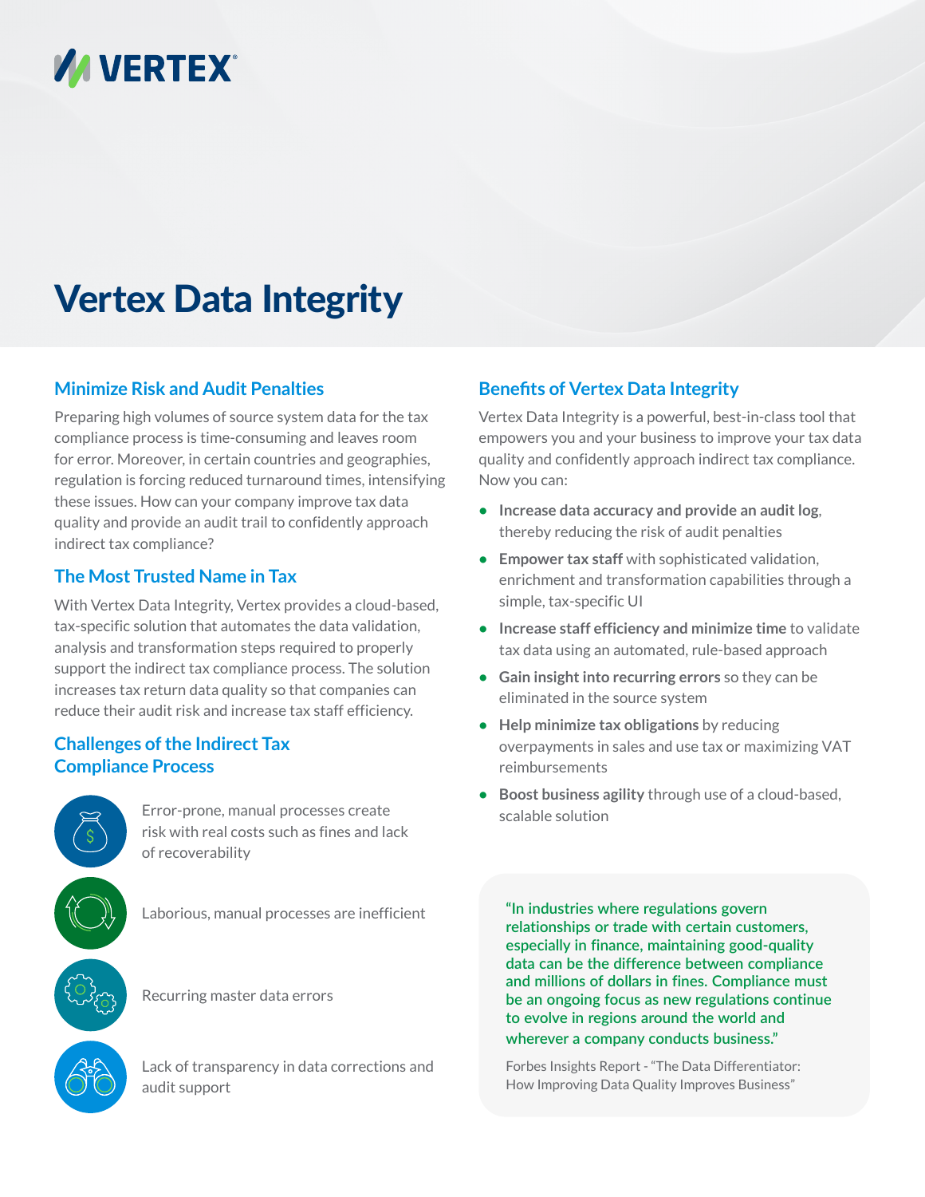VERTEX

# Vertex Data Integrity

## Minimize Risk and Audit Penalties

Preparing high volumes of source system data for the tax compliance process is time-consuming and leaves room for error. Moreover, in certain countries and geographies, regulation is forcing reduced turnaround times, intensifying these issues. How can your company improve tax data quality and provide an audit trail to confidently approach indirect tax compliance?

## The Most Trusted Name in Tax

With Vertex Data Integrity, Vertex provides a cloud-based, tax-specific solution that automates the data validation, analysis and transformation steps required to properly support the indirect tax compliance process. The solution increases tax return data quality so that companies can reduce their audit risk and increase tax staff efficiency.

## Challenges of the Indirect Tax Compliance Process

- Error-prone, manual processes create risk with real costs such as fines and lack of recoverability
- Laborious, manual processes are inefficient
- Recurring master data errors
- Lack of transparency in data corrections and audit support

## Benefits of Vertex Data Integrity

Vertex Data Integrity is a powerful, best-in-class tool that empowers you and your business to improve your tax data quality and confidently approach indirect tax compliance. Now you can:

- **Increase data accuracy and provide an audit log**, thereby reducing the risk of audit penalties
- **Empower tax staff** with sophisticated validation, enrichment and transformation capabilities through a simple, tax-specific UI
- **Increase staff efficiency and minimize time** to validate tax data using an automated, rule-based approach
- **Gain insight into recurring errors** so they can be eliminated in the source system
- **Help minimize tax obligations** by reducing overpayments in sales and use tax or maximizing VAT reimbursements
- **Boost business agility** through use of a cloud-based, scalable solution

> "In industries where regulations govern relationships or trade with certain customers, especially in finance, maintaining good-quality data can be the difference between compliance and millions of dollars in fines. Compliance must be an ongoing focus as new regulations continue to evolve in regions around the world and wherever a company conducts business."
>
> Forbes Insights Report - "The Data Differentiator: How Improving Data Quality Improves Business"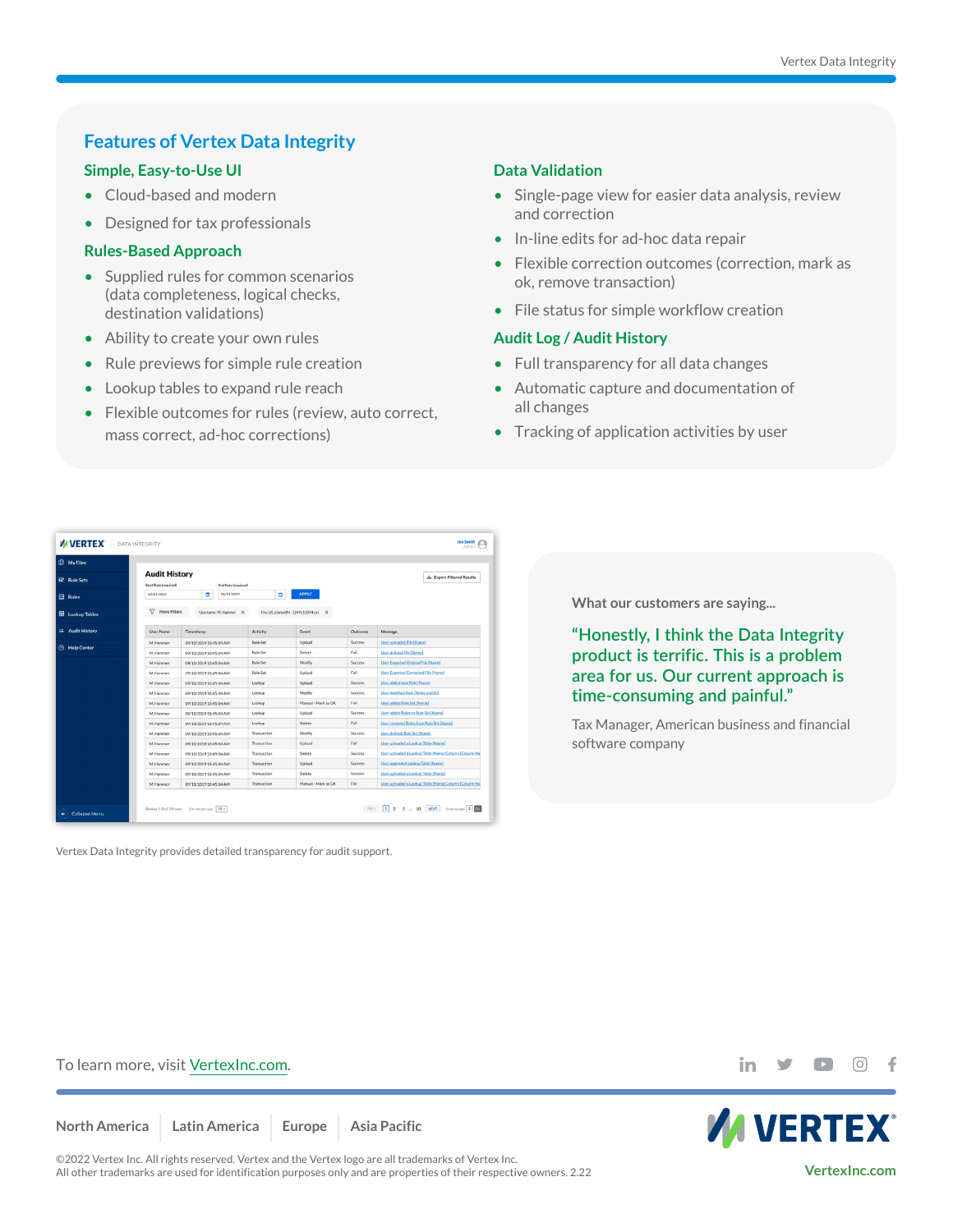## Features of Vertex Data Integrity

### Simple, Easy-to-Use UI

- Cloud-based and modern
- Designed for tax professionals

### Rules-Based Approach

- Supplied rules for common scenarios (data completeness, logical checks, destination validations)
- Ability to create your own rules
- Rule previews for simple rule creation
- Lookup tables to expand rule reach
- Flexible outcomes for rules (review, auto correct, mass correct, ad-hoc corrections)

### Data Validation

- Single-page view for easier data analysis, review and correction
- In-line edits for ad-hoc data repair
- Flexible correction outcomes (correction, mark as ok, remove transaction)
- File status for simple workflow creation

### Audit Log / Audit History

- Full transparency for all data changes
- Automatic capture and documentation of all changes
- Tracking of application activities by user

Vertex Data Integrity provides detailed transparency for audit support.

What our customers are saying...

**"Honestly, I think the Data Integrity product is terrific. This is a problem area for us. Our current approach is time-consuming and painful."**

Tax Manager, American business and financial software company

To learn more, visit VertexInc.com.

North America | Latin America | Europe | Asia Pacific

©2022 Vertex Inc. All rights reserved. Vertex and the Vertex logo are all trademarks of Vertex Inc.
All other trademarks are used for identification purposes only and are properties of their respective owners. 2.22

VertexInc.com